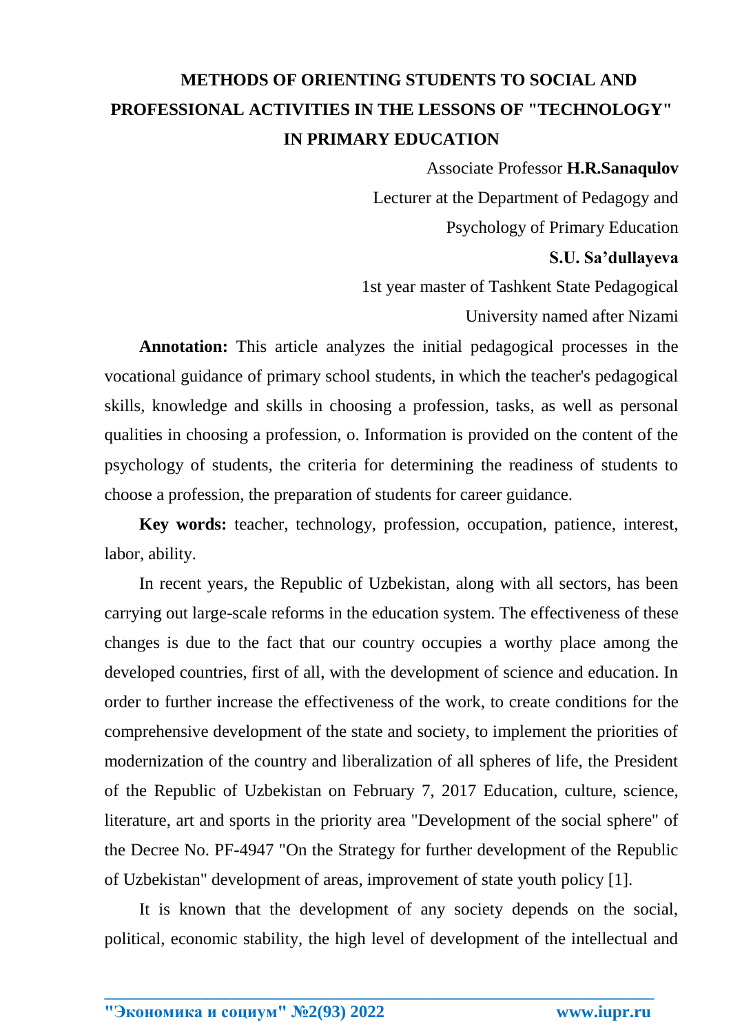# METHODS OF ORIENTING STUDENTS TO SOCIAL AND PROFESSIONAL ACTIVITIES IN THE LESSONS OF "TECHNOLOGY" IN PRIMARY EDUCATION

Associate Professor **H.R.Sanaqulov**

Lecturer at the Department of Pedagogy and Psychology of Primary Education

**S.U. Sa'dullayeva**

1st year master of Tashkent State Pedagogical University named after Nizami

**Annotation:** This article analyzes the initial pedagogical processes in the vocational guidance of primary school students, in which the teacher's pedagogical skills, knowledge and skills in choosing a profession, tasks, as well as personal qualities in choosing a profession, o. Information is provided on the content of the psychology of students, the criteria for determining the readiness of students to choose a profession, the preparation of students for career guidance.

**Key words:** teacher, technology, profession, occupation, patience, interest, labor, ability.

In recent years, the Republic of Uzbekistan, along with all sectors, has been carrying out large-scale reforms in the education system. The effectiveness of these changes is due to the fact that our country occupies a worthy place among the developed countries, first of all, with the development of science and education. In order to further increase the effectiveness of the work, to create conditions for the comprehensive development of the state and society, to implement the priorities of modernization of the country and liberalization of all spheres of life, the President of the Republic of Uzbekistan on February 7, 2017 Education, culture, science, literature, art and sports in the priority area "Development of the social sphere" of the Decree No. PF-4947 "On the Strategy for further development of the Republic of Uzbekistan" development of areas, improvement of state youth policy [1].

It is known that the development of any society depends on the social, political, economic stability, the high level of development of the intellectual and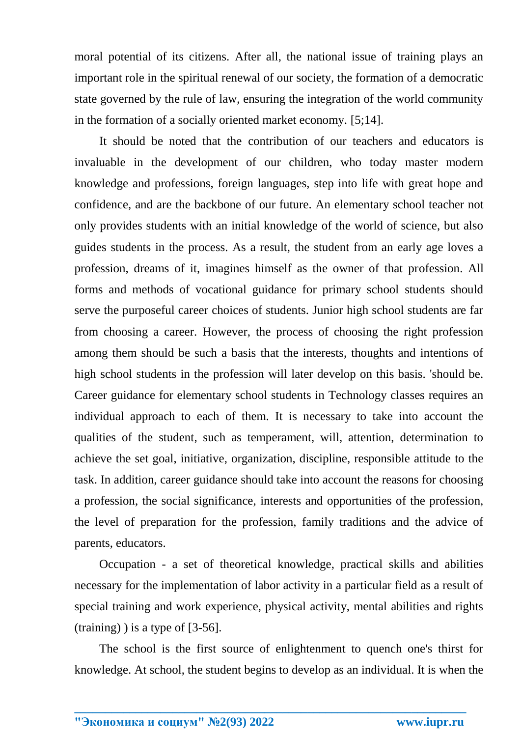moral potential of its citizens. After all, the national issue of training plays an important role in the spiritual renewal of our society, the formation of a democratic state governed by the rule of law, ensuring the integration of the world community in the formation of a socially oriented market economy. [5;14].

It should be noted that the contribution of our teachers and educators is invaluable in the development of our children, who today master modern knowledge and professions, foreign languages, step into life with great hope and confidence, and are the backbone of our future. An elementary school teacher not only provides students with an initial knowledge of the world of science, but also guides students in the process. As a result, the student from an early age loves a profession, dreams of it, imagines himself as the owner of that profession. All forms and methods of vocational guidance for primary school students should serve the purposeful career choices of students. Junior high school students are far from choosing a career. However, the process of choosing the right profession among them should be such a basis that the interests, thoughts and intentions of high school students in the profession will later develop on this basis. 'should be. Career guidance for elementary school students in Technology classes requires an individual approach to each of them. It is necessary to take into account the qualities of the student, such as temperament, will, attention, determination to achieve the set goal, initiative, organization, discipline, responsible attitude to the task. In addition, career guidance should take into account the reasons for choosing a profession, the social significance, interests and opportunities of the profession, the level of preparation for the profession, family traditions and the advice of parents, educators.

Occupation - a set of theoretical knowledge, practical skills and abilities necessary for the implementation of labor activity in a particular field as a result of special training and work experience, physical activity, mental abilities and rights (training) ) is a type of [3-56].

The school is the first source of enlightenment to quench one's thirst for knowledge. At school, the student begins to develop as an individual. It is when the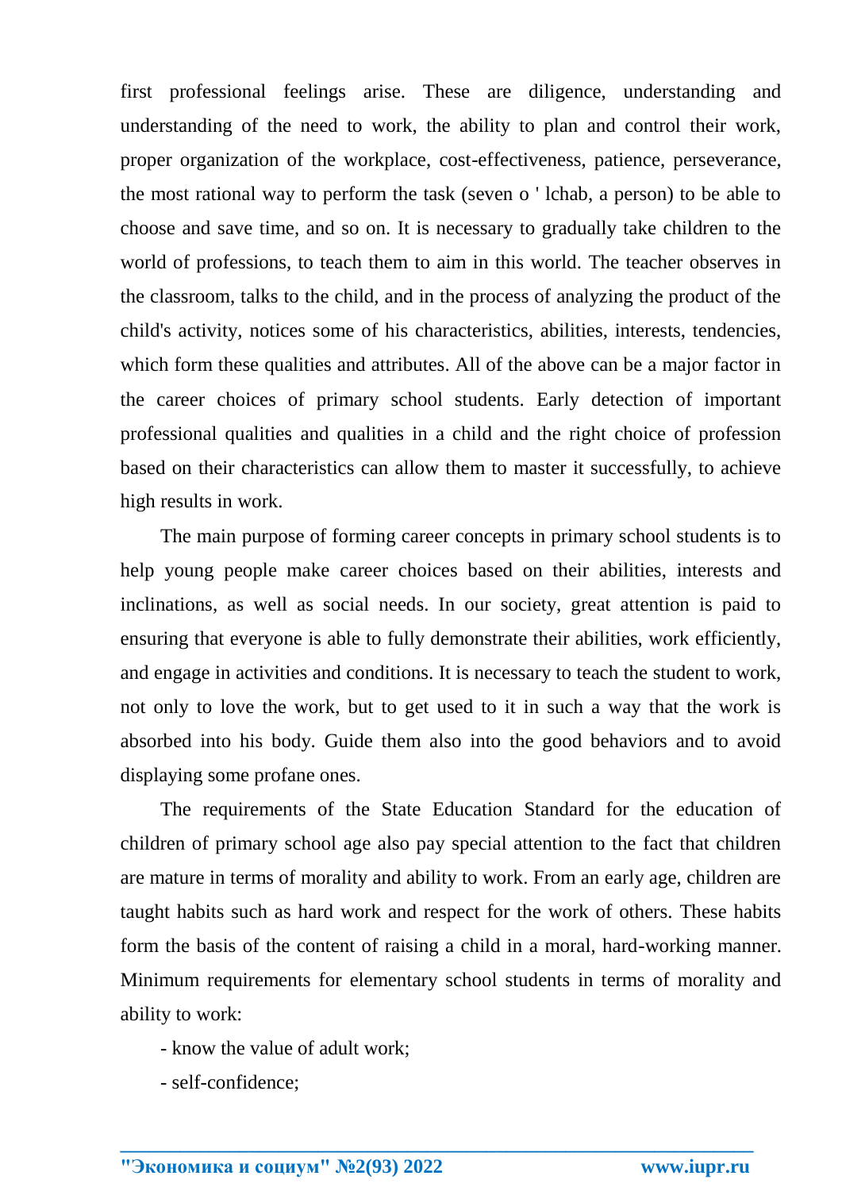first professional feelings arise. These are diligence, understanding and understanding of the need to work, the ability to plan and control their work, proper organization of the workplace, cost-effectiveness, patience, perseverance, the most rational way to perform the task (seven o ' lchab, a person) to be able to choose and save time, and so on. It is necessary to gradually take children to the world of professions, to teach them to aim in this world. The teacher observes in the classroom, talks to the child, and in the process of analyzing the product of the child's activity, notices some of his characteristics, abilities, interests, tendencies, which form these qualities and attributes. All of the above can be a major factor in the career choices of primary school students. Early detection of important professional qualities and qualities in a child and the right choice of profession based on their characteristics can allow them to master it successfully, to achieve high results in work.

The main purpose of forming career concepts in primary school students is to help young people make career choices based on their abilities, interests and inclinations, as well as social needs. In our society, great attention is paid to ensuring that everyone is able to fully demonstrate their abilities, work efficiently, and engage in activities and conditions. It is necessary to teach the student to work, not only to love the work, but to get used to it in such a way that the work is absorbed into his body. Guide them also into the good behaviors and to avoid displaying some profane ones.

The requirements of the State Education Standard for the education of children of primary school age also pay special attention to the fact that children are mature in terms of morality and ability to work. From an early age, children are taught habits such as hard work and respect for the work of others. These habits form the basis of the content of raising a child in a moral, hard-working manner. Minimum requirements for elementary school students in terms of morality and ability to work:

- know the value of adult work;
- self-confidence;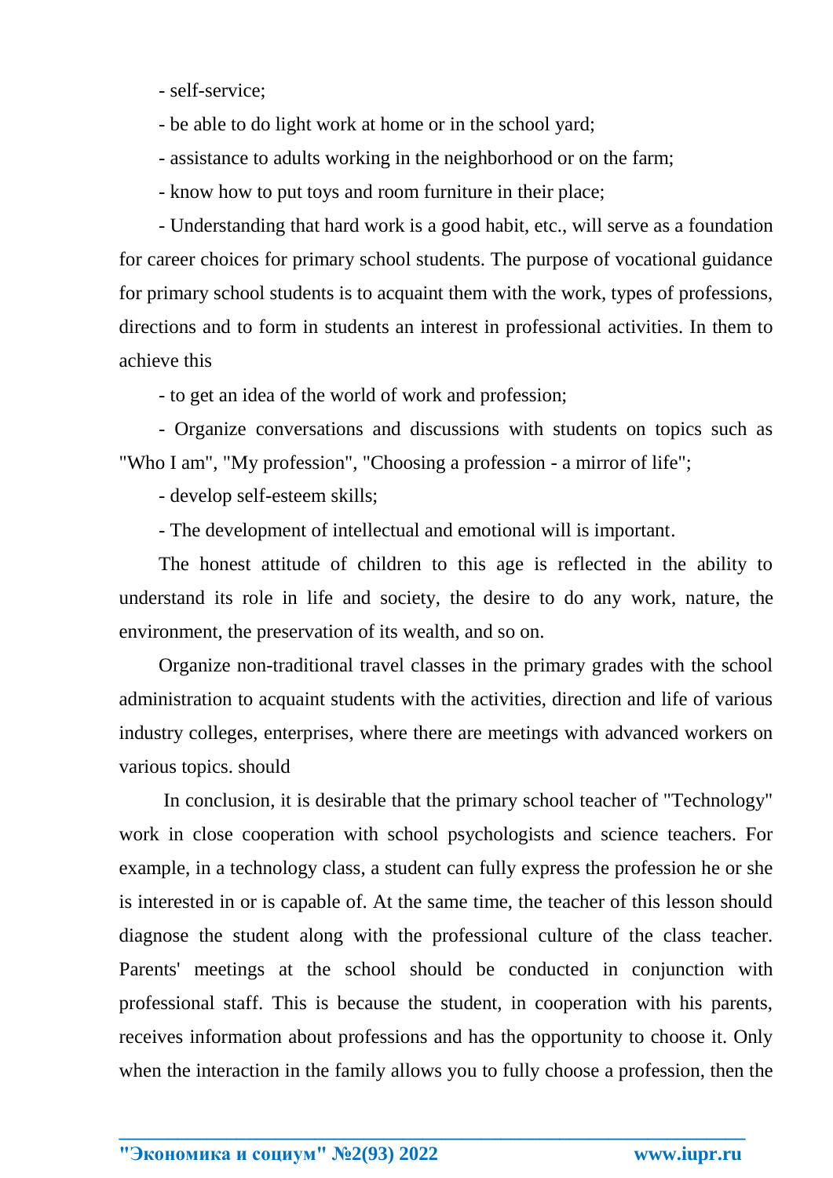- self-service;

- be able to do light work at home or in the school yard;

- assistance to adults working in the neighborhood or on the farm;

- know how to put toys and room furniture in their place;

- Understanding that hard work is a good habit, etc., will serve as a foundation for career choices for primary school students. The purpose of vocational guidance for primary school students is to acquaint them with the work, types of professions, directions and to form in students an interest in professional activities. In them to achieve this

- to get an idea of the world of work and profession;

- Organize conversations and discussions with students on topics such as "Who I am", "My profession", "Choosing a profession - a mirror of life";

- develop self-esteem skills;

- The development of intellectual and emotional will is important.

The honest attitude of children to this age is reflected in the ability to understand its role in life and society, the desire to do any work, nature, the environment, the preservation of its wealth, and so on.

Organize non-traditional travel classes in the primary grades with the school administration to acquaint students with the activities, direction and life of various industry colleges, enterprises, where there are meetings with advanced workers on various topics. should

In conclusion, it is desirable that the primary school teacher of "Technology" work in close cooperation with school psychologists and science teachers. For example, in a technology class, a student can fully express the profession he or she is interested in or is capable of. At the same time, the teacher of this lesson should diagnose the student along with the professional culture of the class teacher. Parents' meetings at the school should be conducted in conjunction with professional staff. This is because the student, in cooperation with his parents, receives information about professions and has the opportunity to choose it. Only when the interaction in the family allows you to fully choose a profession, then the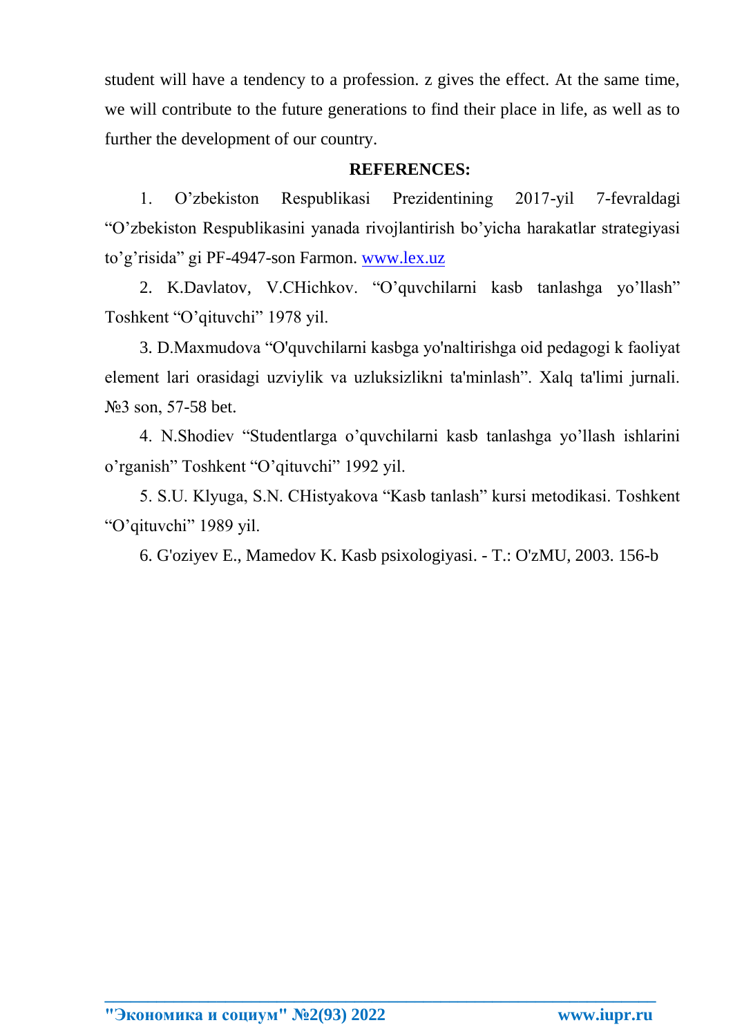student will have a tendency to a profession. z gives the effect. At the same time, we will contribute to the future generations to find their place in life, as well as to further the development of our country.

## REFERENCES:

1. O'zbekiston Respublikasi Prezidentining 2017-yil 7-fevraldagi "O'zbekiston Respublikasini yanada rivojlantirish bo'yicha harakatlar strategiyasi to'g'risida" gi PF-4947-son Farmon. www.lex.uz
2. K.Davlatov, V.CHichkov. "O'quvchilarni kasb tanlashga yo'llash" Toshkent "O'qituvchi" 1978 yil.
3. D.Maxmudova "O'quvchilarni kasbga yo'naltirishga oid pedagogi k faoliyat element lari orasidagi uzviylik va uzluksizlikni ta'minlash". Xalq ta'limi jurnali. №3 son, 57-58 bet.
4. N.Shodiev "Studentlarga o'quvchilarni kasb tanlashga yo'llash ishlarini o'rganish" Toshkent "O'qituvchi" 1992 yil.
5. S.U. Klyuga, S.N. CHistyakova "Kasb tanlash" kursi metodikasi. Toshkent "O'qituvchi" 1989 yil.
6. G'oziyev E., Mamedov K. Kasb psixologiyasi. - T.: O'zMU, 2003. 156-b